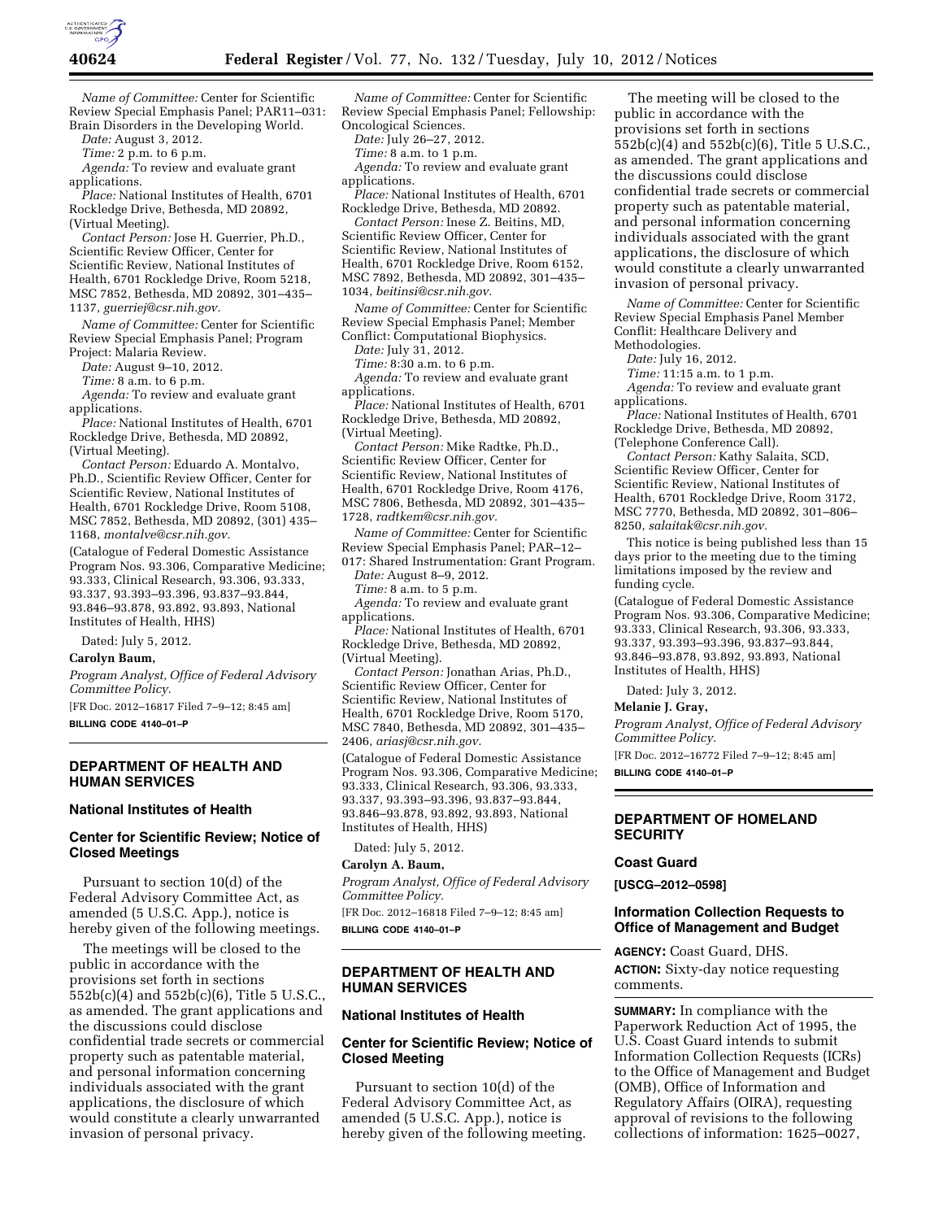*Name of Committee:* Center for Scientific Review Special Emphasis Panel; PAR11–031: Brain Disorders in the Developing World.

*Date:* August 3, 2012.

*Time:* 2 p.m. to 6 p.m.

*Agenda:* To review and evaluate grant applications.

*Place:* National Institutes of Health, 6701 Rockledge Drive, Bethesda, MD 20892, (Virtual Meeting).

*Contact Person:* Jose H. Guerrier, Ph.D., Scientific Review Officer, Center for Scientific Review, National Institutes of Health, 6701 Rockledge Drive, Room 5218, MSC 7852, Bethesda, MD 20892, 301–435–1137, *guerriej@csr.nih.gov.*

*Name of Committee:* Center for Scientific Review Special Emphasis Panel; Program Project: Malaria Review.

*Date:* August 9–10, 2012.

*Time:* 8 a.m. to 6 p.m.

*Agenda:* To review and evaluate grant applications.

*Place:* National Institutes of Health, 6701 Rockledge Drive, Bethesda, MD 20892, (Virtual Meeting).

*Contact Person:* Eduardo A. Montalvo, Ph.D., Scientific Review Officer, Center for Scientific Review, National Institutes of Health, 6701 Rockledge Drive, Room 5108, MSC 7852, Bethesda, MD 20892, (301) 435–1168, *montalve@csr.nih.gov.*

(Catalogue of Federal Domestic Assistance Program Nos. 93.306, Comparative Medicine; 93.333, Clinical Research, 93.306, 93.333, 93.337, 93.393–93.396, 93.837–93.844, 93.846–93.878, 93.892, 93.893, National Institutes of Health, HHS)

Dated: July 5, 2012.

**Carolyn Baum,**

*Program Analyst, Office of Federal Advisory Committee Policy.*

[FR Doc. 2012–16817 Filed 7–9–12; 8:45 am]

**BILLING CODE 4140–01–P**

## DEPARTMENT OF HEALTH AND HUMAN SERVICES

### National Institutes of Health

### Center for Scientific Review; Notice of Closed Meetings

Pursuant to section 10(d) of the Federal Advisory Committee Act, as amended (5 U.S.C. App.), notice is hereby given of the following meetings.

The meetings will be closed to the public in accordance with the provisions set forth in sections 552b(c)(4) and 552b(c)(6), Title 5 U.S.C., as amended. The grant applications and the discussions could disclose confidential trade secrets or commercial property such as patentable material, and personal information concerning individuals associated with the grant applications, the disclosure of which would constitute a clearly unwarranted invasion of personal privacy.

*Name of Committee:* Center for Scientific Review Special Emphasis Panel; Fellowship: Oncological Sciences.

*Date:* July 26–27, 2012.

*Time:* 8 a.m. to 1 p.m.

*Agenda:* To review and evaluate grant applications.

*Place:* National Institutes of Health, 6701 Rockledge Drive, Bethesda, MD 20892.

*Contact Person:* Inese Z. Beitins, MD, Scientific Review Officer, Center for Scientific Review, National Institutes of Health, 6701 Rockledge Drive, Room 6152, MSC 7892, Bethesda, MD 20892, 301–435–1034, *beitinsi@csr.nih.gov.*

*Name of Committee:* Center for Scientific Review Special Emphasis Panel; Member Conflict: Computational Biophysics.

*Date:* July 31, 2012.

*Time:* 8:30 a.m. to 6 p.m.

*Agenda:* To review and evaluate grant applications.

*Place:* National Institutes of Health, 6701 Rockledge Drive, Bethesda, MD 20892, (Virtual Meeting).

*Contact Person:* Mike Radtke, Ph.D., Scientific Review Officer, Center for Scientific Review, National Institutes of Health, 6701 Rockledge Drive, Room 4176, MSC 7806, Bethesda, MD 20892, 301–435–1728, *radtkem@csr.nih.gov.*

*Name of Committee:* Center for Scientific Review Special Emphasis Panel; PAR–12–017: Shared Instrumentation: Grant Program.

*Date:* August 8–9, 2012.

*Time:* 8 a.m. to 5 p.m.

*Agenda:* To review and evaluate grant applications.

*Place:* National Institutes of Health, 6701 Rockledge Drive, Bethesda, MD 20892, (Virtual Meeting).

*Contact Person:* Jonathan Arias, Ph.D., Scientific Review Officer, Center for Scientific Review, National Institutes of Health, 6701 Rockledge Drive, Room 5170, MSC 7840, Bethesda, MD 20892, 301–435–2406, *ariasj@csr.nih.gov.*

(Catalogue of Federal Domestic Assistance Program Nos. 93.306, Comparative Medicine; 93.333, Clinical Research, 93.306, 93.333, 93.337, 93.393–93.396, 93.837–93.844, 93.846–93.878, 93.892, 93.893, National Institutes of Health, HHS)

Dated: July 5, 2012.

**Carolyn A. Baum,**

*Program Analyst, Office of Federal Advisory Committee Policy.*

[FR Doc. 2012–16818 Filed 7–9–12; 8:45 am]

**BILLING CODE 4140–01–P**

## DEPARTMENT OF HEALTH AND HUMAN SERVICES

### National Institutes of Health

### Center for Scientific Review; Notice of Closed Meeting

Pursuant to section 10(d) of the Federal Advisory Committee Act, as amended (5 U.S.C. App.), notice is hereby given of the following meeting.

The meeting will be closed to the public in accordance with the provisions set forth in sections 552b(c)(4) and 552b(c)(6), Title 5 U.S.C., as amended. The grant applications and the discussions could disclose confidential trade secrets or commercial property such as patentable material, and personal information concerning individuals associated with the grant applications, the disclosure of which would constitute a clearly unwarranted invasion of personal privacy.

*Name of Committee:* Center for Scientific Review Special Emphasis Panel Member Conflit: Healthcare Delivery and Methodologies.

*Date:* July 16, 2012.

*Time:* 11:15 a.m. to 1 p.m.

*Agenda:* To review and evaluate grant applications.

*Place:* National Institutes of Health, 6701 Rockledge Drive, Bethesda, MD 20892, (Telephone Conference Call).

*Contact Person:* Kathy Salaita, SCD, Scientific Review Officer, Center for Scientific Review, National Institutes of Health, 6701 Rockledge Drive, Room 3172, MSC 7770, Bethesda, MD 20892, 301–806–8250, *salaitak@csr.nih.gov.*

This notice is being published less than 15 days prior to the meeting due to the timing limitations imposed by the review and funding cycle.

(Catalogue of Federal Domestic Assistance Program Nos. 93.306, Comparative Medicine; 93.333, Clinical Research, 93.306, 93.333, 93.337, 93.393–93.396, 93.837–93.844, 93.846–93.878, 93.892, 93.893, National Institutes of Health, HHS)

Dated: July 3, 2012.

**Melanie J. Gray,**

*Program Analyst, Office of Federal Advisory Committee Policy.*

[FR Doc. 2012–16772 Filed 7–9–12; 8:45 am]

**BILLING CODE 4140–01–P**

## DEPARTMENT OF HOMELAND SECURITY

### Coast Guard

**[USCG–2012–0598]**

### Information Collection Requests to Office of Management and Budget

**AGENCY:** Coast Guard, DHS.

**ACTION:** Sixty-day notice requesting comments.

**SUMMARY:** In compliance with the Paperwork Reduction Act of 1995, the U.S. Coast Guard intends to submit Information Collection Requests (ICRs) to the Office of Management and Budget (OMB), Office of Information and Regulatory Affairs (OIRA), requesting approval of revisions to the following collections of information: 1625–0027,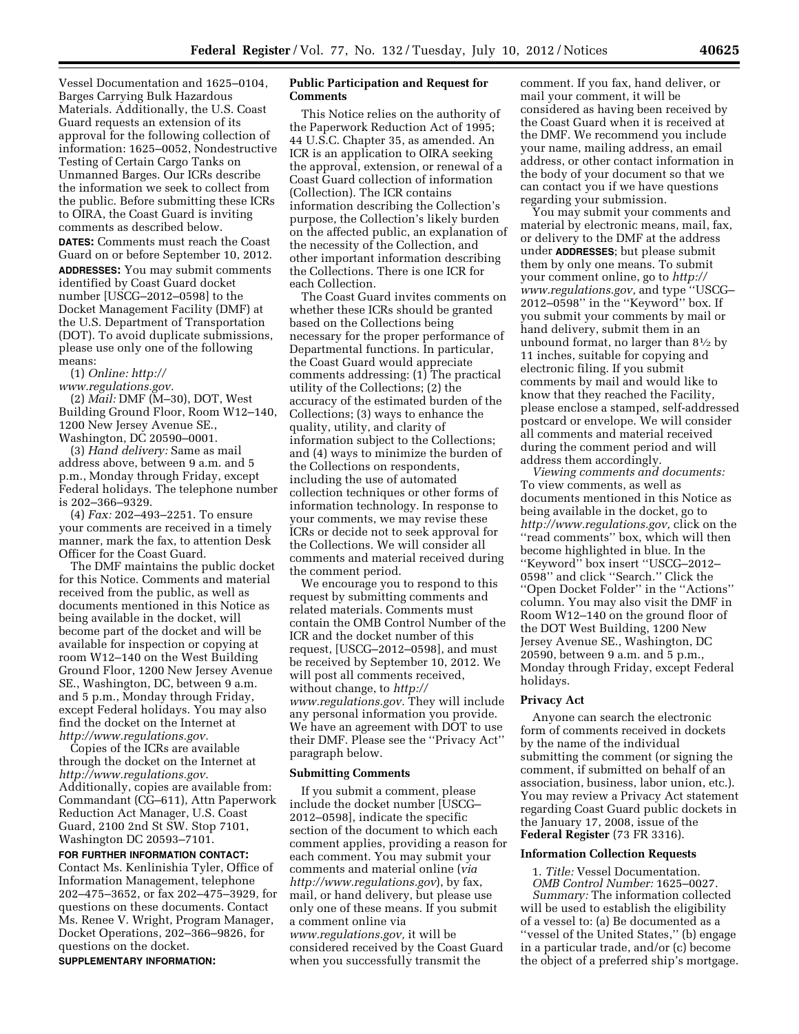Vessel Documentation and 1625–0104, Barges Carrying Bulk Hazardous Materials. Additionally, the U.S. Coast Guard requests an extension of its approval for the following collection of information: 1625–0052, Nondestructive Testing of Certain Cargo Tanks on Unmanned Barges. Our ICRs describe the information we seek to collect from the public. Before submitting these ICRs to OIRA, the Coast Guard is inviting comments as described below.

**DATES:** Comments must reach the Coast Guard on or before September 10, 2012.

**ADDRESSES:** You may submit comments identified by Coast Guard docket number [USCG–2012–0598] to the Docket Management Facility (DMF) at the U.S. Department of Transportation (DOT). To avoid duplicate submissions, please use only one of the following means:

(1) *Online: http://www.regulations.gov.*

(2) *Mail:* DMF (M–30), DOT, West Building Ground Floor, Room W12–140, 1200 New Jersey Avenue SE., Washington, DC 20590–0001.

(3) *Hand delivery:* Same as mail address above, between 9 a.m. and 5 p.m., Monday through Friday, except Federal holidays. The telephone number is 202–366–9329.

(4) *Fax:* 202–493–2251. To ensure your comments are received in a timely manner, mark the fax, to attention Desk Officer for the Coast Guard.

The DMF maintains the public docket for this Notice. Comments and material received from the public, as well as documents mentioned in this Notice as being available in the docket, will become part of the docket and will be available for inspection or copying at room W12–140 on the West Building Ground Floor, 1200 New Jersey Avenue SE., Washington, DC, between 9 a.m. and 5 p.m., Monday through Friday, except Federal holidays. You may also find the docket on the Internet at *http://www.regulations.gov.*

Copies of the ICRs are available through the docket on the Internet at *http://www.regulations.gov.* Additionally, copies are available from: Commandant (CG–611), Attn Paperwork Reduction Act Manager, U.S. Coast Guard, 2100 2nd St SW. Stop 7101, Washington DC 20593–7101.

**FOR FURTHER INFORMATION CONTACT:** Contact Ms. Kenlinishia Tyler, Office of Information Management, telephone 202–475–3652, or fax 202–475–3929, for questions on these documents. Contact Ms. Renee V. Wright, Program Manager, Docket Operations, 202–366–9826, for questions on the docket.

**SUPPLEMENTARY INFORMATION:**

## Public Participation and Request for Comments

This Notice relies on the authority of the Paperwork Reduction Act of 1995; 44 U.S.C. Chapter 35, as amended. An ICR is an application to OIRA seeking the approval, extension, or renewal of a Coast Guard collection of information (Collection). The ICR contains information describing the Collection's purpose, the Collection's likely burden on the affected public, an explanation of the necessity of the Collection, and other important information describing the Collections. There is one ICR for each Collection.

The Coast Guard invites comments on whether these ICRs should be granted based on the Collections being necessary for the proper performance of Departmental functions. In particular, the Coast Guard would appreciate comments addressing: (1) The practical utility of the Collections; (2) the accuracy of the estimated burden of the Collections; (3) ways to enhance the quality, utility, and clarity of information subject to the Collections; and (4) ways to minimize the burden of the Collections on respondents, including the use of automated collection techniques or other forms of information technology. In response to your comments, we may revise these ICRs or decide not to seek approval for the Collections. We will consider all comments and material received during the comment period.

We encourage you to respond to this request by submitting comments and related materials. Comments must contain the OMB Control Number of the ICR and the docket number of this request, [USCG–2012–0598], and must be received by September 10, 2012. We will post all comments received, without change, to *http://www.regulations.gov.* They will include any personal information you provide. We have an agreement with DOT to use their DMF. Please see the ''Privacy Act'' paragraph below.

## Submitting Comments

If you submit a comment, please include the docket number [USCG–2012–0598], indicate the specific section of the document to which each comment applies, providing a reason for each comment. You may submit your comments and material online (*via http://www.regulations.gov*), by fax, mail, or hand delivery, but please use only one of these means. If you submit a comment online via *www.regulations.gov,* it will be considered received by the Coast Guard when you successfully transmit the comment. If you fax, hand deliver, or mail your comment, it will be considered as having been received by the Coast Guard when it is received at the DMF. We recommend you include your name, mailing address, an email address, or other contact information in the body of your document so that we can contact you if we have questions regarding your submission.

You may submit your comments and material by electronic means, mail, fax, or delivery to the DMF at the address under **ADDRESSES**; but please submit them by only one means. To submit your comment online, go to *http://www.regulations.gov,* and type ''USCG–2012–0598'' in the ''Keyword'' box. If you submit your comments by mail or hand delivery, submit them in an unbound format, no larger than 8½ by 11 inches, suitable for copying and electronic filing. If you submit comments by mail and would like to know that they reached the Facility, please enclose a stamped, self-addressed postcard or envelope. We will consider all comments and material received during the comment period and will address them accordingly.

*Viewing comments and documents:* To view comments, as well as documents mentioned in this Notice as being available in the docket, go to *http://www.regulations.gov,* click on the ''read comments'' box, which will then become highlighted in blue. In the ''Keyword'' box insert ''USCG–2012–0598'' and click ''Search.'' Click the ''Open Docket Folder'' in the ''Actions'' column. You may also visit the DMF in Room W12–140 on the ground floor of the DOT West Building, 1200 New Jersey Avenue SE., Washington, DC 20590, between 9 a.m. and 5 p.m., Monday through Friday, except Federal holidays.

## Privacy Act

Anyone can search the electronic form of comments received in dockets by the name of the individual submitting the comment (or signing the comment, if submitted on behalf of an association, business, labor union, etc.). You may review a Privacy Act statement regarding Coast Guard public dockets in the January 17, 2008, issue of the **Federal Register** (73 FR 3316).

## Information Collection Requests

1. *Title:* Vessel Documentation.

*OMB Control Number:* 1625–0027.

*Summary:* The information collected will be used to establish the eligibility of a vessel to: (a) Be documented as a ''vessel of the United States,'' (b) engage in a particular trade, and/or (c) become the object of a preferred ship's mortgage.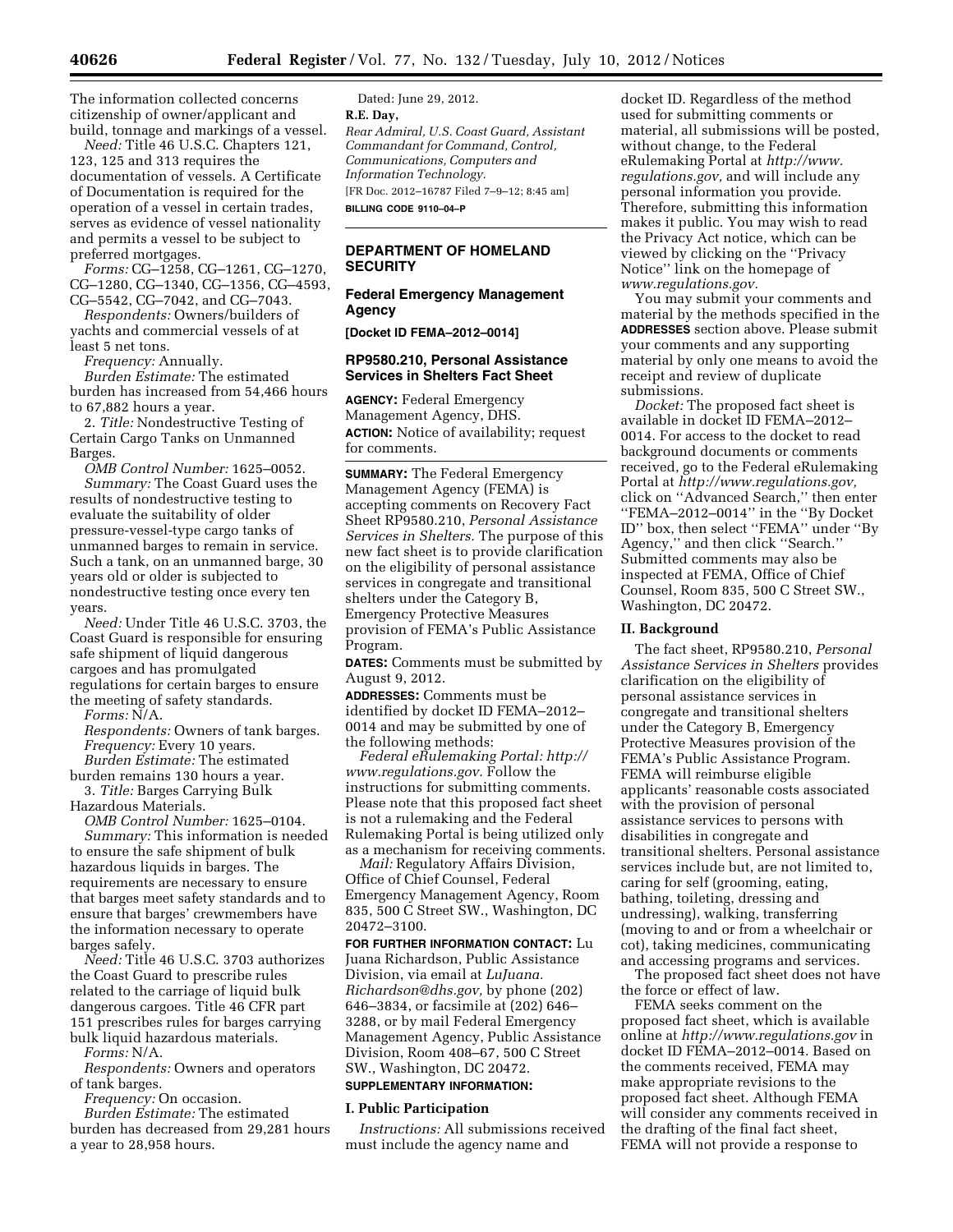The information collected concerns citizenship of owner/applicant and build, tonnage and markings of a vessel.

*Need:* Title 46 U.S.C. Chapters 121, 123, 125 and 313 requires the documentation of vessels. A Certificate of Documentation is required for the operation of a vessel in certain trades, serves as evidence of vessel nationality and permits a vessel to be subject to preferred mortgages.

*Forms:* CG–1258, CG–1261, CG–1270, CG–1280, CG–1340, CG–1356, CG–4593, CG–5542, CG–7042, and CG–7043.

*Respondents:* Owners/builders of yachts and commercial vessels of at least 5 net tons.

*Frequency:* Annually.

*Burden Estimate:* The estimated burden has increased from 54,466 hours to 67,882 hours a year.

2. *Title:* Nondestructive Testing of Certain Cargo Tanks on Unmanned Barges.

*OMB Control Number:* 1625–0052.

*Summary:* The Coast Guard uses the results of nondestructive testing to evaluate the suitability of older pressure-vessel-type cargo tanks of unmanned barges to remain in service. Such a tank, on an unmanned barge, 30 years old or older is subjected to nondestructive testing once every ten years.

*Need:* Under Title 46 U.S.C. 3703, the Coast Guard is responsible for ensuring safe shipment of liquid dangerous cargoes and has promulgated regulations for certain barges to ensure the meeting of safety standards.

*Forms:* N/A.

*Respondents:* Owners of tank barges.

*Frequency:* Every 10 years.

*Burden Estimate:* The estimated burden remains 130 hours a year.

3. *Title:* Barges Carrying Bulk Hazardous Materials.

*OMB Control Number:* 1625–0104.

*Summary:* This information is needed to ensure the safe shipment of bulk hazardous liquids in barges. The requirements are necessary to ensure that barges meet safety standards and to ensure that barges' crewmembers have the information necessary to operate barges safely.

*Need:* Title 46 U.S.C. 3703 authorizes the Coast Guard to prescribe rules related to the carriage of liquid bulk dangerous cargoes. Title 46 CFR part 151 prescribes rules for barges carrying bulk liquid hazardous materials.

*Forms:* N/A.

*Respondents:* Owners and operators of tank barges.

*Frequency:* On occasion.

*Burden Estimate:* The estimated burden has decreased from 29,281 hours a year to 28,958 hours.

Dated: June 29, 2012.

**R.E. Day,**

*Rear Admiral, U.S. Coast Guard, Assistant Commandant for Command, Control, Communications, Computers and Information Technology.*

[FR Doc. 2012–16787 Filed 7–9–12; 8:45 am]

**BILLING CODE 9110–04–P**

---

## DEPARTMENT OF HOMELAND SECURITY

### Federal Emergency Management Agency

**[Docket ID FEMA–2012–0014]**

### RP9580.210, Personal Assistance Services in Shelters Fact Sheet

**AGENCY:** Federal Emergency Management Agency, DHS.

**ACTION:** Notice of availability; request for comments.

**SUMMARY:** The Federal Emergency Management Agency (FEMA) is accepting comments on Recovery Fact Sheet RP9580.210, *Personal Assistance Services in Shelters.* The purpose of this new fact sheet is to provide clarification on the eligibility of personal assistance services in congregate and transitional shelters under the Category B, Emergency Protective Measures provision of FEMA's Public Assistance Program.

**DATES:** Comments must be submitted by August 9, 2012.

**ADDRESSES:** Comments must be identified by docket ID FEMA–2012–0014 and may be submitted by one of the following methods:

*Federal eRulemaking Portal: http://www.regulations.gov*. Follow the instructions for submitting comments. Please note that this proposed fact sheet is not a rulemaking and the Federal Rulemaking Portal is being utilized only as a mechanism for receiving comments.

*Mail:* Regulatory Affairs Division, Office of Chief Counsel, Federal Emergency Management Agency, Room 835, 500 C Street SW., Washington, DC 20472–3100.

**FOR FURTHER INFORMATION CONTACT:** Lu Juana Richardson, Public Assistance Division, via email at *LuJuana.Richardson@dhs.gov,* by phone (202) 646–3834, or facsimile at (202) 646–3288, or by mail Federal Emergency Management Agency, Public Assistance Division, Room 408–67, 500 C Street SW., Washington, DC 20472.

**SUPPLEMENTARY INFORMATION:**

#### I. Public Participation

*Instructions:* All submissions received must include the agency name and docket ID. Regardless of the method used for submitting comments or material, all submissions will be posted, without change, to the Federal eRulemaking Portal at *http://www.regulations.gov,* and will include any personal information you provide. Therefore, submitting this information makes it public. You may wish to read the Privacy Act notice, which can be viewed by clicking on the "Privacy Notice" link on the homepage of *www.regulations.gov.*

You may submit your comments and material by the methods specified in the **ADDRESSES** section above. Please submit your comments and any supporting material by only one means to avoid the receipt and review of duplicate submissions.

*Docket:* The proposed fact sheet is available in docket ID FEMA–2012–0014. For access to the docket to read background documents or comments received, go to the Federal eRulemaking Portal at *http://www.regulations.gov,* click on "Advanced Search," then enter "FEMA–2012–0014" in the "By Docket ID" box, then select "FEMA" under "By Agency," and then click "Search." Submitted comments may also be inspected at FEMA, Office of Chief Counsel, Room 835, 500 C Street SW., Washington, DC 20472.

#### II. Background

The fact sheet, RP9580.210, *Personal Assistance Services in Shelters* provides clarification on the eligibility of personal assistance services in congregate and transitional shelters under the Category B, Emergency Protective Measures provision of the FEMA's Public Assistance Program. FEMA will reimburse eligible applicants' reasonable costs associated with the provision of personal assistance services to persons with disabilities in congregate and transitional shelters. Personal assistance services include but, are not limited to, caring for self (grooming, eating, bathing, toileting, dressing and undressing), walking, transferring (moving to and or from a wheelchair or cot), taking medicines, communicating and accessing programs and services.

The proposed fact sheet does not have the force or effect of law.

FEMA seeks comment on the proposed fact sheet, which is available online at *http://www.regulations.gov* in docket ID FEMA–2012–0014. Based on the comments received, FEMA may make appropriate revisions to the proposed fact sheet. Although FEMA will consider any comments received in the drafting of the final fact sheet, FEMA will not provide a response to